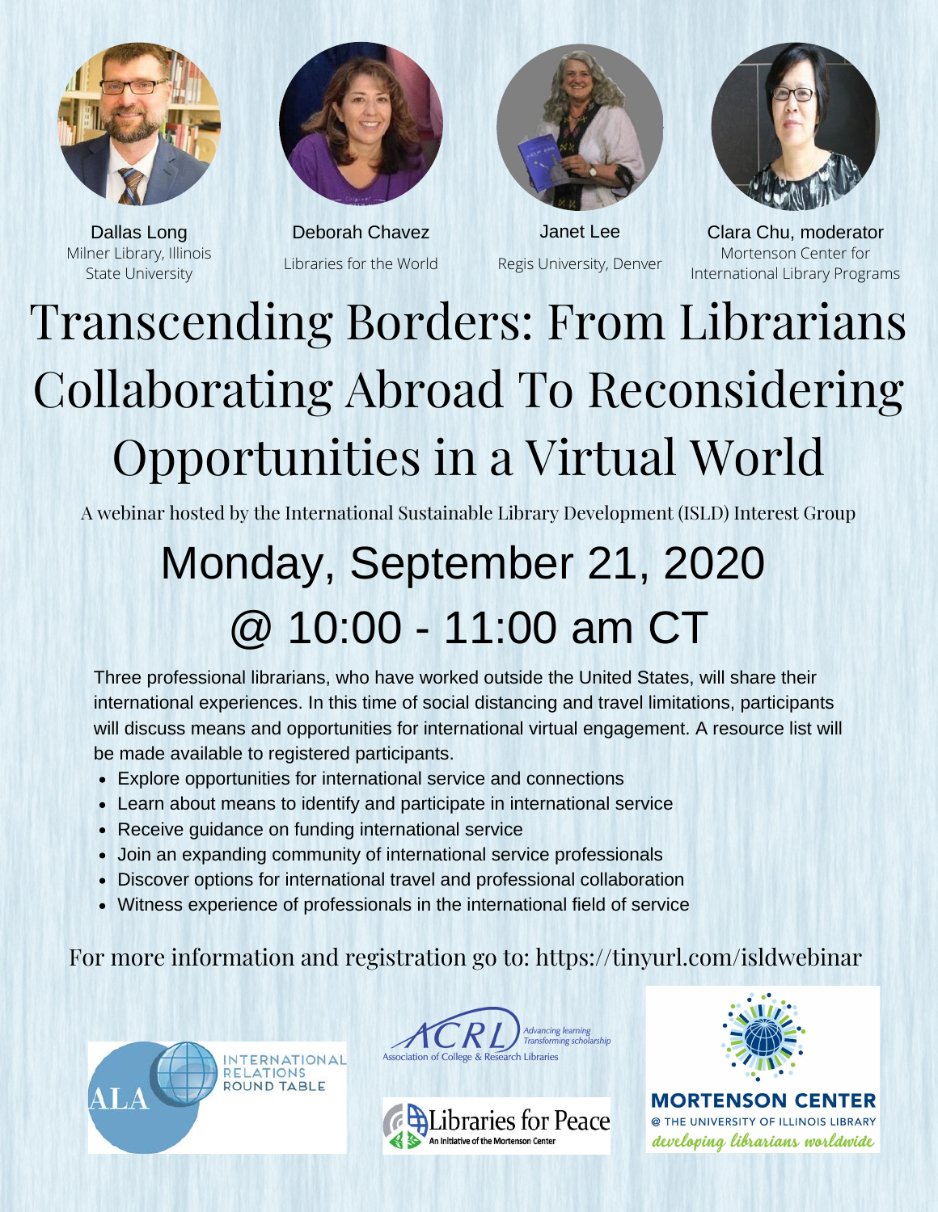Dallas Long
Milner Library, Illinois State University

Deborah Chavez
Libraries for the World

Janet Lee
Regis University, Denver

Clara Chu, moderator
Mortenson Center for International Library Programs

# Transcending Borders: From Librarians Collaborating Abroad To Reconsidering Opportunities in a Virtual World

A webinar hosted by the International Sustainable Library Development (ISLD) Interest Group

## Monday, September 21, 2020
## @ 10:00 - 11:00 am CT

Three professional librarians, who have worked outside the United States, will share their international experiences. In this time of social distancing and travel limitations, participants will discuss means and opportunities for international virtual engagement. A resource list will be made available to registered participants.

- Explore opportunities for international service and connections
- Learn about means to identify and participate in international service
- Receive guidance on funding international service
- Join an expanding community of international service professionals
- Discover options for international travel and professional collaboration
- Witness experience of professionals in the international field of service

For more information and registration go to: https://tinyurl.com/isldwebinar

ALA International Relations Round Table

ACRL Association of College & Research Libraries — Advancing learning, Transforming scholarship

Libraries for Peace — An Initiative of the Mortenson Center

MORTENSON CENTER @ THE UNIVERSITY OF ILLINOIS LIBRARY — developing librarians worldwide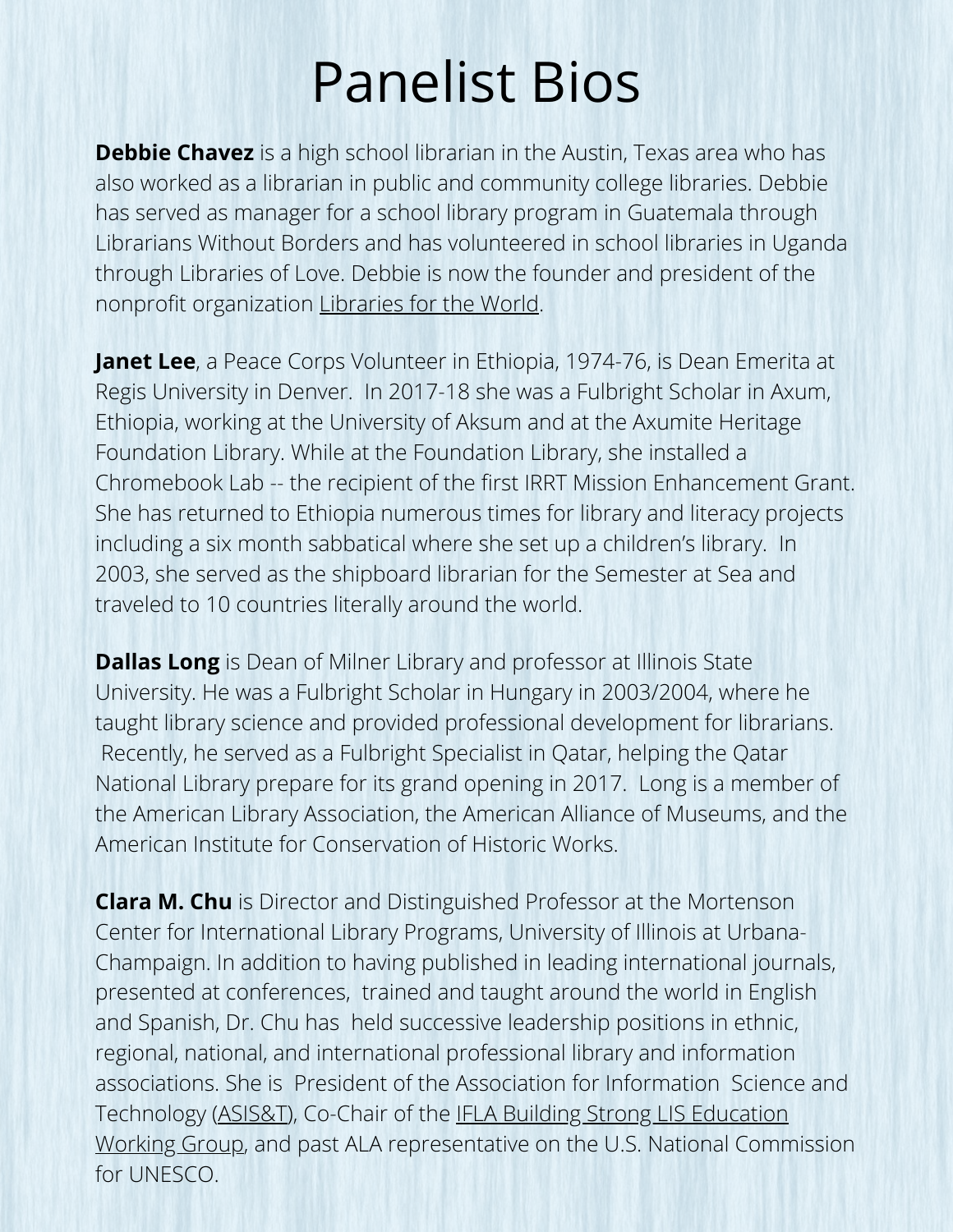# Panelist Bios

**Debbie Chavez** is a high school librarian in the Austin, Texas area who has also worked as a librarian in public and community college libraries. Debbie has served as manager for a school library program in Guatemala through Librarians Without Borders and has volunteered in school libraries in Uganda through Libraries of Love. Debbie is now the founder and president of the nonprofit organization Libraries for the World.

**Janet Lee**, a Peace Corps Volunteer in Ethiopia, 1974-76, is Dean Emerita at Regis University in Denver. In 2017-18 she was a Fulbright Scholar in Axum, Ethiopia, working at the University of Aksum and at the Axumite Heritage Foundation Library. While at the Foundation Library, she installed a Chromebook Lab -- the recipient of the first IRRT Mission Enhancement Grant. She has returned to Ethiopia numerous times for library and literacy projects including a six month sabbatical where she set up a children's library. In 2003, she served as the shipboard librarian for the Semester at Sea and traveled to 10 countries literally around the world.

**Dallas Long** is Dean of Milner Library and professor at Illinois State University. He was a Fulbright Scholar in Hungary in 2003/2004, where he taught library science and provided professional development for librarians. Recently, he served as a Fulbright Specialist in Qatar, helping the Qatar National Library prepare for its grand opening in 2017. Long is a member of the American Library Association, the American Alliance of Museums, and the American Institute for Conservation of Historic Works.

**Clara M. Chu** is Director and Distinguished Professor at the Mortenson Center for International Library Programs, University of Illinois at Urbana-Champaign. In addition to having published in leading international journals, presented at conferences, trained and taught around the world in English and Spanish, Dr. Chu has held successive leadership positions in ethnic, regional, national, and international professional library and information associations. She is President of the Association for Information Science and Technology (ASIS&T), Co-Chair of the IFLA Building Strong LIS Education Working Group, and past ALA representative on the U.S. National Commission for UNESCO.